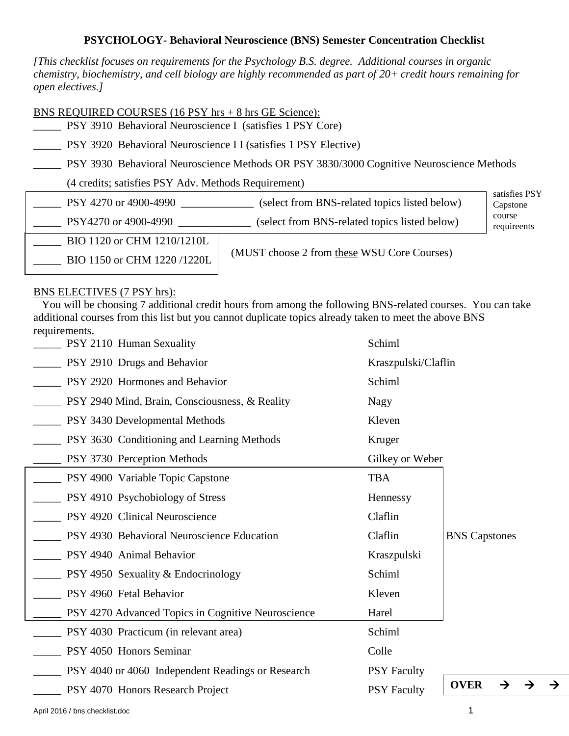# PSYCHOLOGY- Behavioral Neuroscience (BNS) Semester Concentration Checklist

*[This checklist focuses on requirements for the Psychology B.S. degree. Additional courses in organic chemistry, biochemistry, and cell biology are highly recommended as part of 20+ credit hours remaining for open electives.]*

## BNS REQUIRED COURSES (16 PSY hrs + 8 hrs GE Science):

- _____ PSY 3910 Behavioral Neuroscience I (satisfies 1 PSY Core)
- _____ PSY 3920 Behavioral Neuroscience I I (satisfies 1 PSY Elective)
- _____ PSY 3930 Behavioral Neuroscience Methods OR PSY 3830/3000 Cognitive Neuroscience Methods (4 credits; satisfies PSY Adv. Methods Requirement)

| | | |
|---|---|---|
| _____ PSY 4270 or 4900-4990 _____________ | (select from BNS-related topics listed below) | satisfies PSY Capstone course requireents |
| _____ PSY4270 or 4900-4990 _____________ | (select from BNS-related topics listed below) | |

| | |
|---|---|
| _____ BIO 1120 or CHM 1210/1210L | (MUST choose 2 from these WSU Core Courses) |
| _____ BIO 1150 or CHM 1220 /1220L | |

## BNS ELECTIVES (7 PSY hrs):

You will be choosing 7 additional credit hours from among the following BNS-related courses. You can take additional courses from this list but you cannot duplicate topics already taken to meet the above BNS requirements.

| Course | Instructor | |
|---|---|---|
| _____ PSY 2110 Human Sexuality | Schiml | |
| _____ PSY 2910 Drugs and Behavior | Kraszpulski/Claflin | |
| _____ PSY 2920 Hormones and Behavior | Schiml | |
| _____ PSY 2940 Mind, Brain, Consciousness, & Reality | Nagy | |
| _____ PSY 3430 Developmental Methods | Kleven | |
| _____ PSY 3630 Conditioning and Learning Methods | Kruger | |
| _____ PSY 3730 Perception Methods | Gilkey or Weber | |
| _____ PSY 4900 Variable Topic Capstone | TBA | BNS Capstones |
| _____ PSY 4910 Psychobiology of Stress | Hennessy | BNS Capstones |
| _____ PSY 4920 Clinical Neuroscience | Claflin | BNS Capstones |
| _____ PSY 4930 Behavioral Neuroscience Education | Claflin | BNS Capstones |
| _____ PSY 4940 Animal Behavior | Kraszpulski | BNS Capstones |
| _____ PSY 4950 Sexuality & Endocrinology | Schiml | BNS Capstones |
| _____ PSY 4960 Fetal Behavior | Kleven | BNS Capstones |
| _____ PSY 4270 Advanced Topics in Cognitive Neuroscience | Harel | BNS Capstones |
| _____ PSY 4030 Practicum (in relevant area) | Schiml | |
| _____ PSY 4050 Honors Seminar | Colle | |
| _____ PSY 4040 or 4060 Independent Readings or Research | PSY Faculty | |
| _____ PSY 4070 Honors Research Project | PSY Faculty | |

**OVER → → →**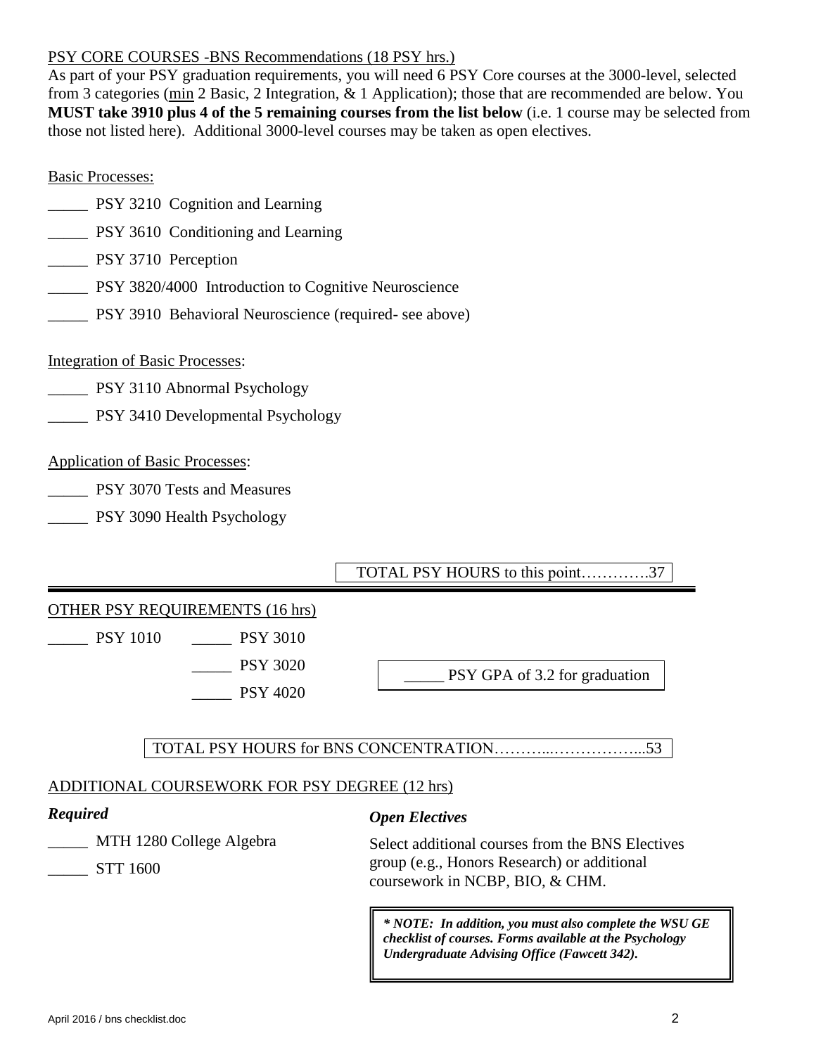PSY CORE COURSES -BNS Recommendations (18 PSY hrs.)

As part of your PSY graduation requirements, you will need 6 PSY Core courses at the 3000-level, selected from 3 categories (min 2 Basic, 2 Integration, & 1 Application); those that are recommended are below. You **MUST take 3910 plus 4 of the 5 remaining courses from the list below** (i.e. 1 course may be selected from those not listed here). Additional 3000-level courses may be taken as open electives.

Basic Processes:

_____ PSY 3210 Cognition and Learning

_____ PSY 3610 Conditioning and Learning

_____ PSY 3710 Perception

_____ PSY 3820/4000 Introduction to Cognitive Neuroscience

_____ PSY 3910 Behavioral Neuroscience (required- see above)

Integration of Basic Processes:

_____ PSY 3110 Abnormal Psychology

_____ PSY 3410 Developmental Psychology

Application of Basic Processes:

_____ PSY 3070 Tests and Measures

_____ PSY 3090 Health Psychology

TOTAL PSY HOURS to this point………….37

---

OTHER PSY REQUIREMENTS (16 hrs)

_____ PSY 1010

_____ PSY 3010

_____ PSY 3020

_____ PSY 4020

_____ PSY GPA of 3.2 for graduation

TOTAL PSY HOURS for BNS CONCENTRATION………...……………...53

ADDITIONAL COURSEWORK FOR PSY DEGREE (12 hrs)

***Required***

_____ MTH 1280 College Algebra

_____ STT 1600

***Open Electives***

Select additional courses from the BNS Electives group (e.g., Honors Research) or additional coursework in NCBP, BIO, & CHM.

***\* NOTE: In addition, you must also complete the WSU GE checklist of courses. Forms available at the Psychology Undergraduate Advising Office (Fawcett 342).***

April 2016 / bns checklist.doc